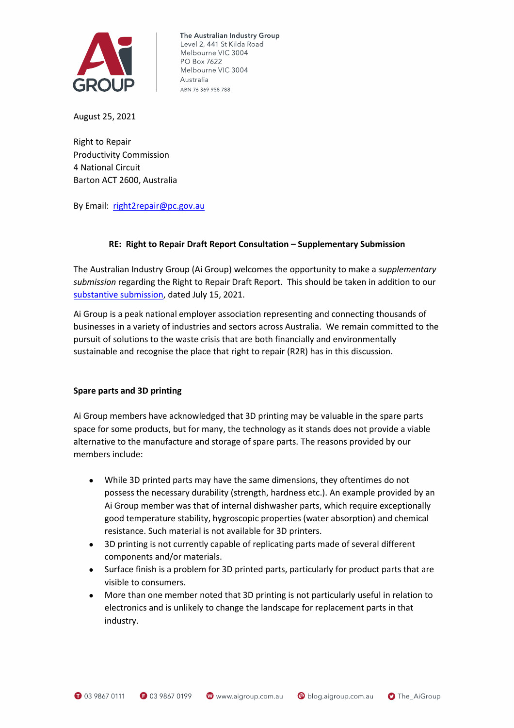The Australian Industry Group
Level 2, 441 St Kilda Road
Melbourne VIC 3004
PO Box 7622
Melbourne VIC 3004
Australia
ABN 76 369 958 788

August 25, 2021

Right to Repair
Productivity Commission
4 National Circuit
Barton ACT 2600, Australia

By Email: [right2repair@pc.gov.au](mailto:right2repair@pc.gov.au)

**RE: Right to Repair Draft Report Consultation – Supplementary Submission**

The Australian Industry Group (Ai Group) welcomes the opportunity to make a *supplementary submission* regarding the Right to Repair Draft Report. This should be taken in addition to our substantive submission, dated July 15, 2021.

Ai Group is a peak national employer association representing and connecting thousands of businesses in a variety of industries and sectors across Australia. We remain committed to the pursuit of solutions to the waste crisis that are both financially and environmentally sustainable and recognise the place that right to repair (R2R) has in this discussion.

**Spare parts and 3D printing**

Ai Group members have acknowledged that 3D printing may be valuable in the spare parts space for some products, but for many, the technology as it stands does not provide a viable alternative to the manufacture and storage of spare parts. The reasons provided by our members include:

- While 3D printed parts may have the same dimensions, they oftentimes do not possess the necessary durability (strength, hardness etc.). An example provided by an Ai Group member was that of internal dishwasher parts, which require exceptionally good temperature stability, hygroscopic properties (water absorption) and chemical resistance. Such material is not available for 3D printers.
- 3D printing is not currently capable of replicating parts made of several different components and/or materials.
- Surface finish is a problem for 3D printed parts, particularly for product parts that are visible to consumers.
- More than one member noted that 3D printing is not particularly useful in relation to electronics and is unlikely to change the landscape for replacement parts in that industry.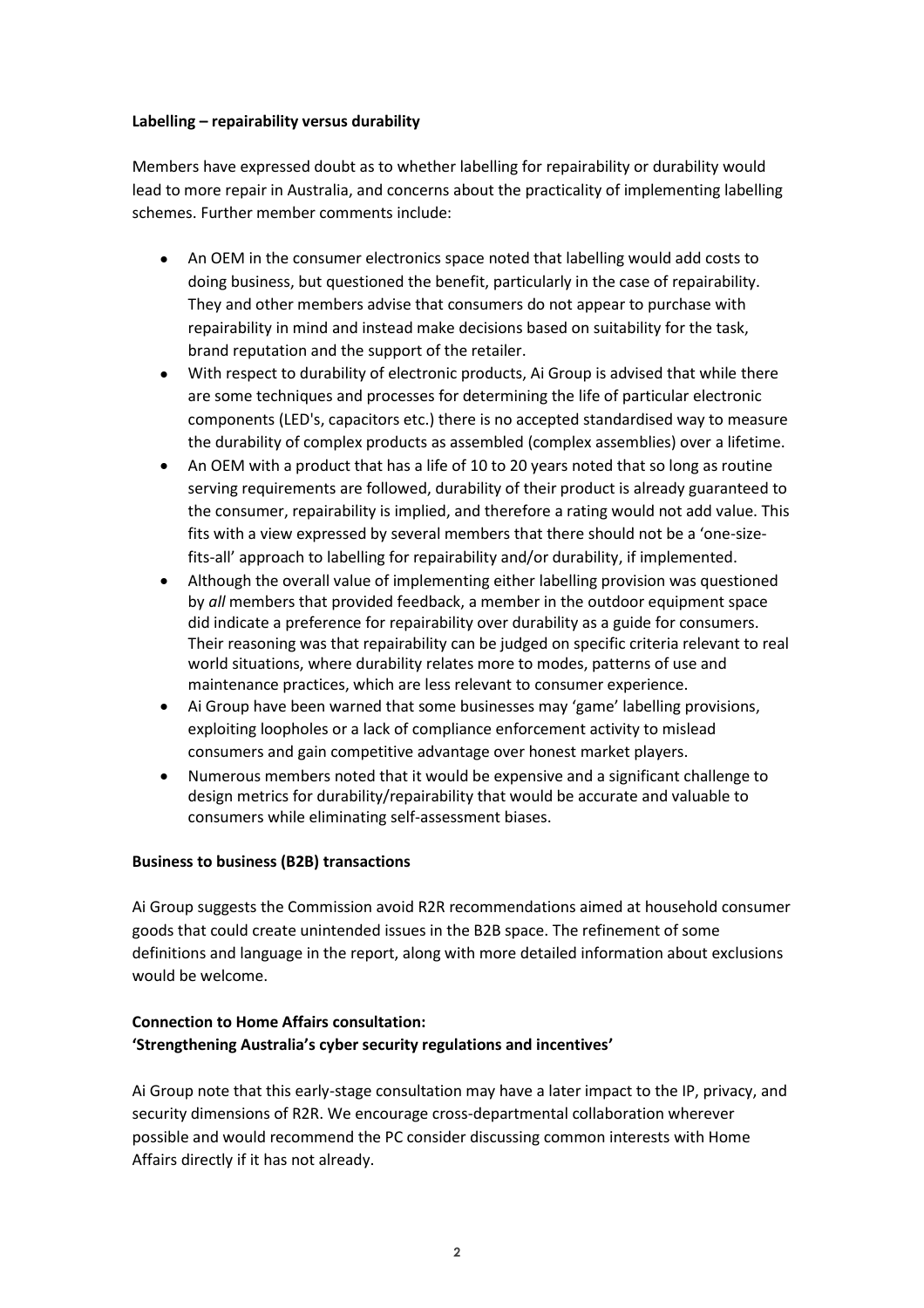**Labelling – repairability versus durability**

Members have expressed doubt as to whether labelling for repairability or durability would lead to more repair in Australia, and concerns about the practicality of implementing labelling schemes. Further member comments include:

- An OEM in the consumer electronics space noted that labelling would add costs to doing business, but questioned the benefit, particularly in the case of repairability. They and other members advise that consumers do not appear to purchase with repairability in mind and instead make decisions based on suitability for the task, brand reputation and the support of the retailer.
- With respect to durability of electronic products, Ai Group is advised that while there are some techniques and processes for determining the life of particular electronic components (LED's, capacitors etc.) there is no accepted standardised way to measure the durability of complex products as assembled (complex assemblies) over a lifetime.
- An OEM with a product that has a life of 10 to 20 years noted that so long as routine serving requirements are followed, durability of their product is already guaranteed to the consumer, repairability is implied, and therefore a rating would not add value. This fits with a view expressed by several members that there should not be a 'one-size-fits-all' approach to labelling for repairability and/or durability, if implemented.
- Although the overall value of implementing either labelling provision was questioned by *all* members that provided feedback, a member in the outdoor equipment space did indicate a preference for repairability over durability as a guide for consumers. Their reasoning was that repairability can be judged on specific criteria relevant to real world situations, where durability relates more to modes, patterns of use and maintenance practices, which are less relevant to consumer experience.
- Ai Group have been warned that some businesses may 'game' labelling provisions, exploiting loopholes or a lack of compliance enforcement activity to mislead consumers and gain competitive advantage over honest market players.
- Numerous members noted that it would be expensive and a significant challenge to design metrics for durability/repairability that would be accurate and valuable to consumers while eliminating self-assessment biases.

**Business to business (B2B) transactions**

Ai Group suggests the Commission avoid R2R recommendations aimed at household consumer goods that could create unintended issues in the B2B space. The refinement of some definitions and language in the report, along with more detailed information about exclusions would be welcome.

**Connection to Home Affairs consultation:**
**'Strengthening Australia's cyber security regulations and incentives'**

Ai Group note that this early-stage consultation may have a later impact to the IP, privacy, and security dimensions of R2R. We encourage cross-departmental collaboration wherever possible and would recommend the PC consider discussing common interests with Home Affairs directly if it has not already.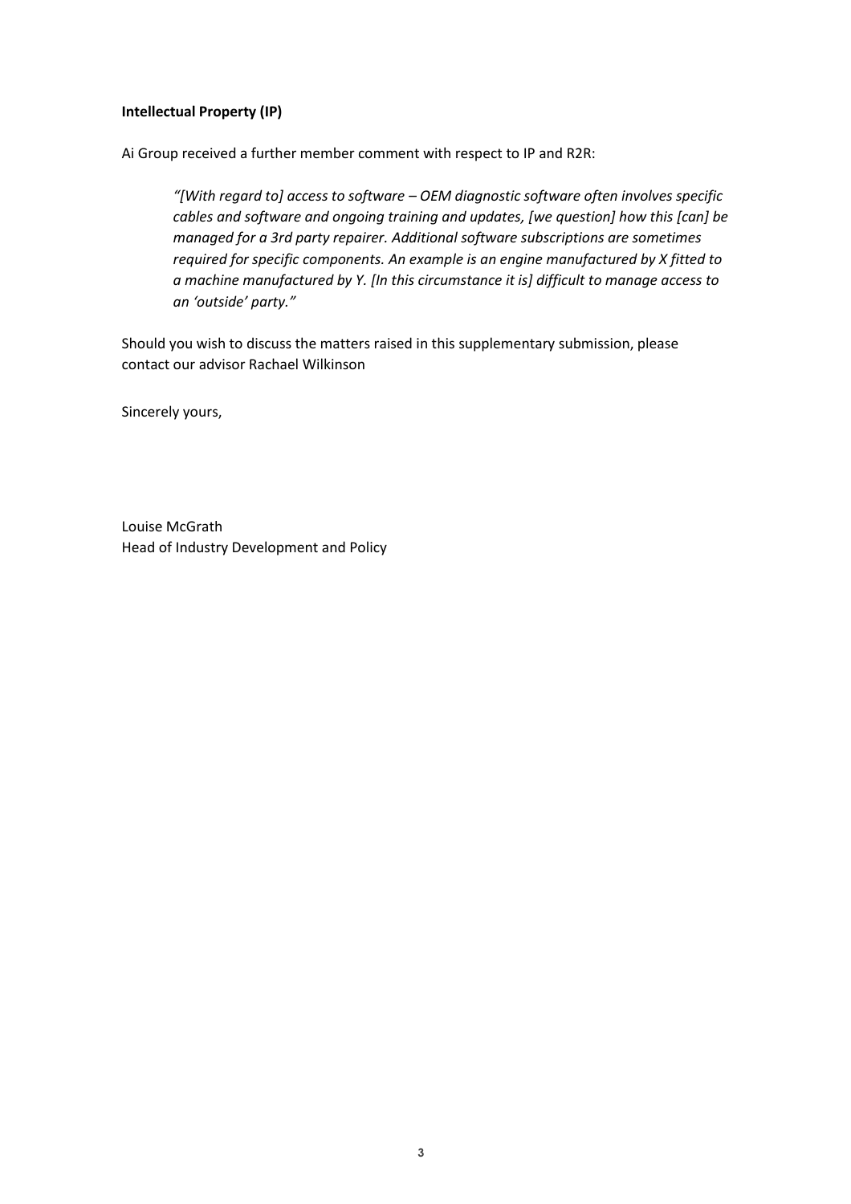**Intellectual Property (IP)**

Ai Group received a further member comment with respect to IP and R2R:

> *"[With regard to] access to software – OEM diagnostic software often involves specific cables and software and ongoing training and updates, [we question] how this [can] be managed for a 3rd party repairer. Additional software subscriptions are sometimes required for specific components. An example is an engine manufactured by X fitted to a machine manufactured by Y. [In this circumstance it is] difficult to manage access to an 'outside' party."*

Should you wish to discuss the matters raised in this supplementary submission, please contact our advisor Rachael Wilkinson

Sincerely yours,

Louise McGrath
Head of Industry Development and Policy